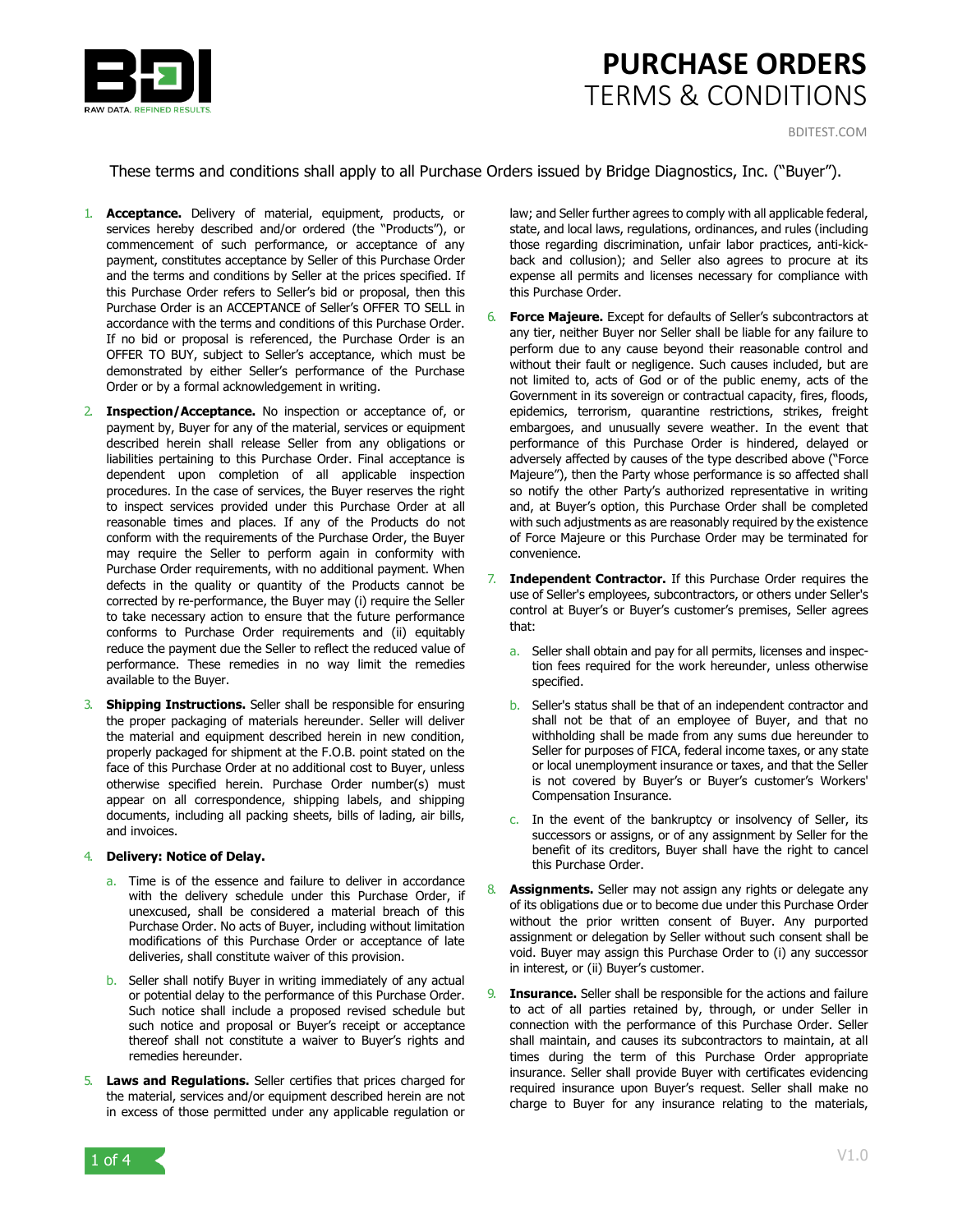# PURCHASE ORDERS TERMS & CONDITIONS

BDITEST.COM

These terms and conditions shall apply to all Purchase Orders issued by Bridge Diagnostics, Inc. ("Buyer").

1. **Acceptance.** Delivery of material, equipment, products, or services hereby described and/or ordered (the "Products"), or commencement of such performance, or acceptance of any payment, constitutes acceptance by Seller of this Purchase Order and the terms and conditions by Seller at the prices specified. If this Purchase Order refers to Seller's bid or proposal, then this Purchase Order is an ACCEPTANCE of Seller's OFFER TO SELL in accordance with the terms and conditions of this Purchase Order. If no bid or proposal is referenced, the Purchase Order is an OFFER TO BUY, subject to Seller's acceptance, which must be demonstrated by either Seller's performance of the Purchase Order or by a formal acknowledgement in writing.

2. **Inspection/Acceptance.** No inspection or acceptance of, or payment by, Buyer for any of the material, services or equipment described herein shall release Seller from any obligations or liabilities pertaining to this Purchase Order. Final acceptance is dependent upon completion of all applicable inspection procedures. In the case of services, the Buyer reserves the right to inspect services provided under this Purchase Order at all reasonable times and places. If any of the Products do not conform with the requirements of the Purchase Order, the Buyer may require the Seller to perform again in conformity with Purchase Order requirements, with no additional payment. When defects in the quality or quantity of the Products cannot be corrected by re-performance, the Buyer may (i) require the Seller to take necessary action to ensure that the future performance conforms to Purchase Order requirements and (ii) equitably reduce the payment due the Seller to reflect the reduced value of performance. These remedies in no way limit the remedies available to the Buyer.

3. **Shipping Instructions.** Seller shall be responsible for ensuring the proper packaging of materials hereunder. Seller will deliver the material and equipment described herein in new condition, properly packaged for shipment at the F.O.B. point stated on the face of this Purchase Order at no additional cost to Buyer, unless otherwise specified herein. Purchase Order number(s) must appear on all correspondence, shipping labels, and shipping documents, including all packing sheets, bills of lading, air bills, and invoices.

4. **Delivery: Notice of Delay.**
   a. Time is of the essence and failure to deliver in accordance with the delivery schedule under this Purchase Order, if unexcused, shall be considered a material breach of this Purchase Order. No acts of Buyer, including without limitation modifications of this Purchase Order or acceptance of late deliveries, shall constitute waiver of this provision.
   b. Seller shall notify Buyer in writing immediately of any actual or potential delay to the performance of this Purchase Order. Such notice shall include a proposed revised schedule but such notice and proposal or Buyer's receipt or acceptance thereof shall not constitute a waiver to Buyer's rights and remedies hereunder.

5. **Laws and Regulations.** Seller certifies that prices charged for the material, services and/or equipment described herein are not in excess of those permitted under any applicable regulation or law; and Seller further agrees to comply with all applicable federal, state, and local laws, regulations, ordinances, and rules (including those regarding discrimination, unfair labor practices, anti-kick-back and collusion); and Seller also agrees to procure at its expense all permits and licenses necessary for compliance with this Purchase Order.

6. **Force Majeure.** Except for defaults of Seller's subcontractors at any tier, neither Buyer nor Seller shall be liable for any failure to perform due to any cause beyond their reasonable control and without their fault or negligence. Such causes included, but are not limited to, acts of God or of the public enemy, acts of the Government in its sovereign or contractual capacity, fires, floods, epidemics, terrorism, quarantine restrictions, strikes, freight embargoes, and unusually severe weather. In the event that performance of this Purchase Order is hindered, delayed or adversely affected by causes of the type described above ("Force Majeure"), then the Party whose performance is so affected shall so notify the other Party's authorized representative in writing and, at Buyer's option, this Purchase Order shall be completed with such adjustments as are reasonably required by the existence of Force Majeure or this Purchase Order may be terminated for convenience.

7. **Independent Contractor.** If this Purchase Order requires the use of Seller's employees, subcontractors, or others under Seller's control at Buyer's or Buyer's customer's premises, Seller agrees that:
   a. Seller shall obtain and pay for all permits, licenses and inspection fees required for the work hereunder, unless otherwise specified.
   b. Seller's status shall be that of an independent contractor and shall not be that of an employee of Buyer, and that no withholding shall be made from any sums due hereunder to Seller for purposes of FICA, federal income taxes, or any state or local unemployment insurance or taxes, and that the Seller is not covered by Buyer's or Buyer's customer's Workers' Compensation Insurance.
   c. In the event of the bankruptcy or insolvency of Seller, its successors or assigns, or of any assignment by Seller for the benefit of its creditors, Buyer shall have the right to cancel this Purchase Order.

8. **Assignments.** Seller may not assign any rights or delegate any of its obligations due or to become due under this Purchase Order without the prior written consent of Buyer. Any purported assignment or delegation by Seller without such consent shall be void. Buyer may assign this Purchase Order to (i) any successor in interest, or (ii) Buyer's customer.

9. **Insurance.** Seller shall be responsible for the actions and failure to act of all parties retained by, through, or under Seller in connection with the performance of this Purchase Order. Seller shall maintain, and causes its subcontractors to maintain, at all times during the term of this Purchase Order appropriate insurance. Seller shall provide Buyer with certificates evidencing required insurance upon Buyer's request. Seller shall make no charge to Buyer for any insurance relating to the materials,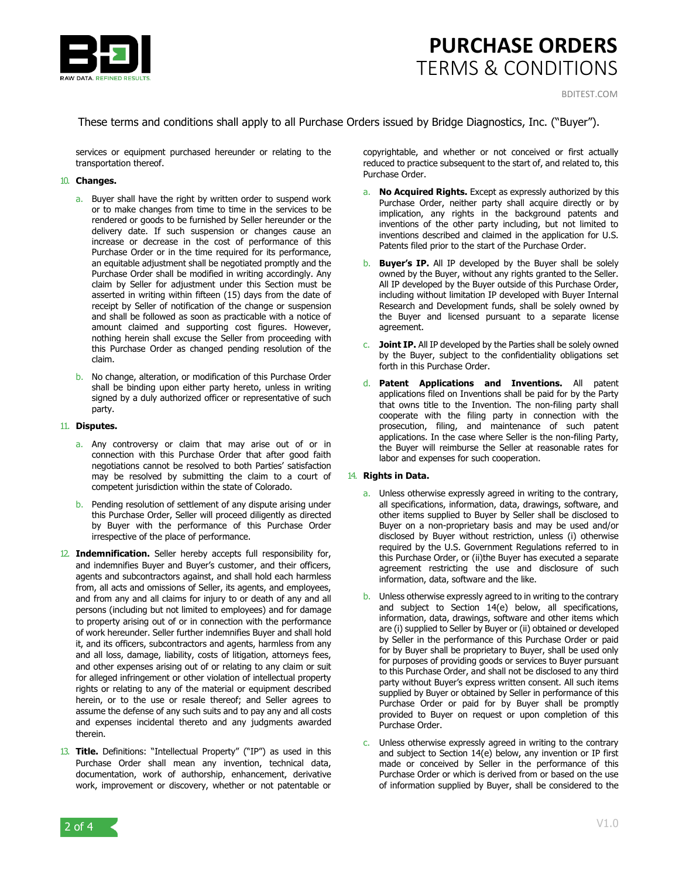These terms and conditions shall apply to all Purchase Orders issued by Bridge Diagnostics, Inc. ("Buyer").

services or equipment purchased hereunder or relating to the transportation thereof.

10. **Changes.**

   a. Buyer shall have the right by written order to suspend work or to make changes from time to time in the services to be rendered or goods to be furnished by Seller hereunder or the delivery date. If such suspension or changes cause an increase or decrease in the cost of performance of this Purchase Order or in the time required for its performance, an equitable adjustment shall be negotiated promptly and the Purchase Order shall be modified in writing accordingly. Any claim by Seller for adjustment under this Section must be asserted in writing within fifteen (15) days from the date of receipt by Seller of notification of the change or suspension and shall be followed as soon as practicable with a notice of amount claimed and supporting cost figures. However, nothing herein shall excuse the Seller from proceeding with this Purchase Order as changed pending resolution of the claim.

   b. No change, alteration, or modification of this Purchase Order shall be binding upon either party hereto, unless in writing signed by a duly authorized officer or representative of such party.

11. **Disputes.**

   a. Any controversy or claim that may arise out of or in connection with this Purchase Order that after good faith negotiations cannot be resolved to both Parties' satisfaction may be resolved by submitting the claim to a court of competent jurisdiction within the state of Colorado.

   b. Pending resolution of settlement of any dispute arising under this Purchase Order, Seller will proceed diligently as directed by Buyer with the performance of this Purchase Order irrespective of the place of performance.

12. **Indemnification.** Seller hereby accepts full responsibility for, and indemnifies Buyer and Buyer's customer, and their officers, agents and subcontractors against, and shall hold each harmless from, all acts and omissions of Seller, its agents, and employees, and from any and all claims for injury to or death of any and all persons (including but not limited to employees) and for damage to property arising out of or in connection with the performance of work hereunder. Seller further indemnifies Buyer and shall hold it, and its officers, subcontractors and agents, harmless from any and all loss, damage, liability, costs of litigation, attorneys fees, and other expenses arising out of or relating to any claim or suit for alleged infringement or other violation of intellectual property rights or relating to any of the material or equipment described herein, or to the use or resale thereof; and Seller agrees to assume the defense of any such suits and to pay any and all costs and expenses incidental thereto and any judgments awarded therein.

13. **Title.** Definitions: "Intellectual Property" ("IP") as used in this Purchase Order shall mean any invention, technical data, documentation, work of authorship, enhancement, derivative work, improvement or discovery, whether or not patentable or copyrightable, and whether or not conceived or first actually reduced to practice subsequent to the start of, and related to, this Purchase Order.

   a. **No Acquired Rights.** Except as expressly authorized by this Purchase Order, neither party shall acquire directly or by implication, any rights in the background patents and inventions of the other party including, but not limited to inventions described and claimed in the application for U.S. Patents filed prior to the start of the Purchase Order.

   b. **Buyer's IP.** All IP developed by the Buyer shall be solely owned by the Buyer, without any rights granted to the Seller. All IP developed by the Buyer outside of this Purchase Order, including without limitation IP developed with Buyer Internal Research and Development funds, shall be solely owned by the Buyer and licensed pursuant to a separate license agreement.

   c. **Joint IP.** All IP developed by the Parties shall be solely owned by the Buyer, subject to the confidentiality obligations set forth in this Purchase Order.

   d. **Patent Applications and Inventions.** All patent applications filed on Inventions shall be paid for by the Party that owns title to the Invention. The non-filing party shall cooperate with the filing party in connection with the prosecution, filing, and maintenance of such patent applications. In the case where Seller is the non-filing Party, the Buyer will reimburse the Seller at reasonable rates for labor and expenses for such cooperation.

14. **Rights in Data.**

   a. Unless otherwise expressly agreed in writing to the contrary, all specifications, information, data, drawings, software, and other items supplied to Buyer by Seller shall be disclosed to Buyer on a non-proprietary basis and may be used and/or disclosed by Buyer without restriction, unless (i) otherwise required by the U.S. Government Regulations referred to in this Purchase Order, or (ii)the Buyer has executed a separate agreement restricting the use and disclosure of such information, data, software and the like.

   b. Unless otherwise expressly agreed to in writing to the contrary and subject to Section 14(e) below, all specifications, information, data, drawings, software and other items which are (i) supplied to Seller by Buyer or (ii) obtained or developed by Seller in the performance of this Purchase Order or paid for by Buyer shall be proprietary to Buyer, shall be used only for purposes of providing goods or services to Buyer pursuant to this Purchase Order, and shall not be disclosed to any third party without Buyer's express written consent. All such items supplied by Buyer or obtained by Seller in performance of this Purchase Order or paid for by Buyer shall be promptly provided to Buyer on request or upon completion of this Purchase Order.

   c. Unless otherwise expressly agreed in writing to the contrary and subject to Section 14(e) below, any invention or IP first made or conceived by Seller in the performance of this Purchase Order or which is derived from or based on the use of information supplied by Buyer, shall be considered to the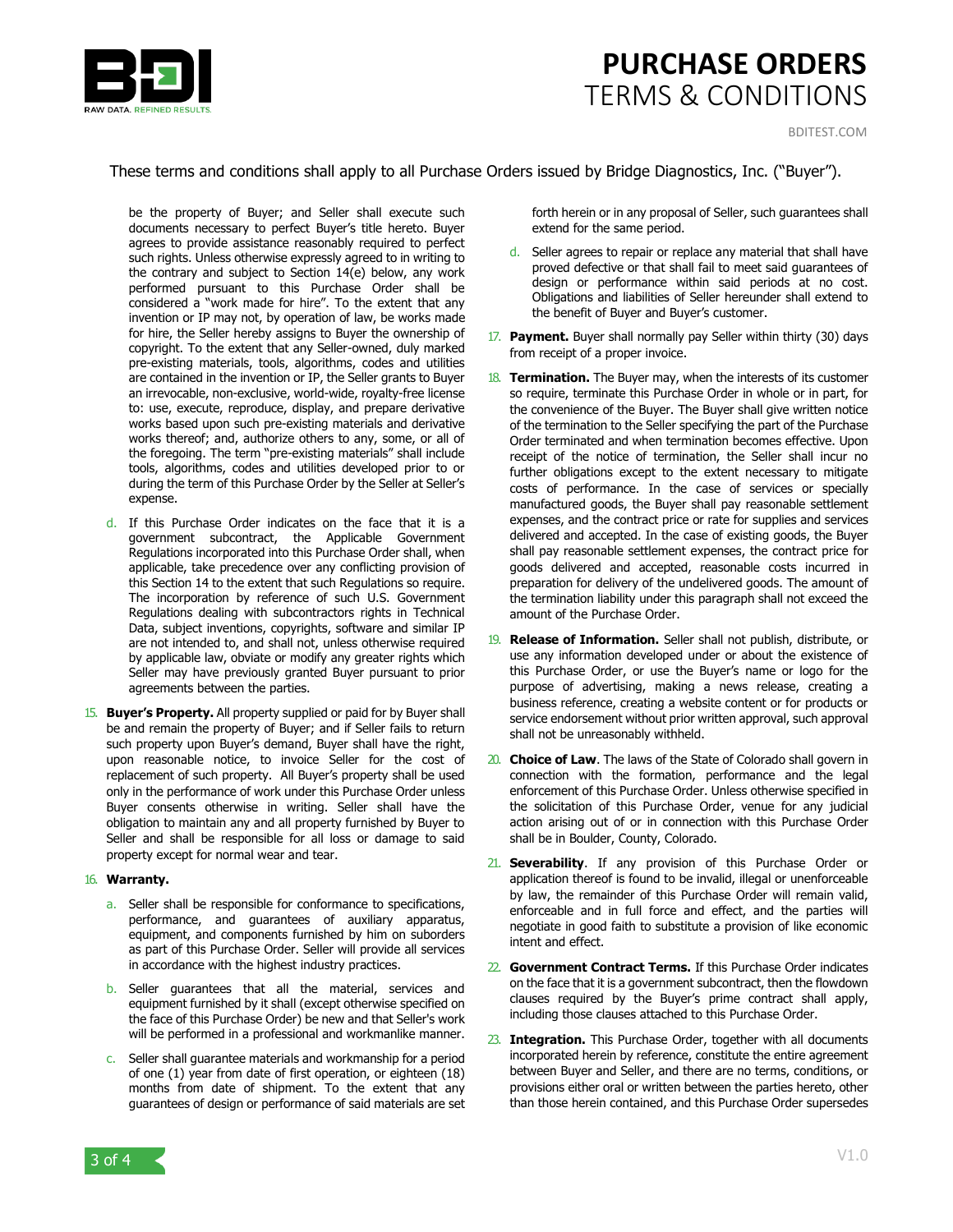These terms and conditions shall apply to all Purchase Orders issued by Bridge Diagnostics, Inc. ("Buyer").

be the property of Buyer; and Seller shall execute such documents necessary to perfect Buyer's title hereto. Buyer agrees to provide assistance reasonably required to perfect such rights. Unless otherwise expressly agreed to in writing to the contrary and subject to Section 14(e) below, any work performed pursuant to this Purchase Order shall be considered a "work made for hire". To the extent that any invention or IP may not, by operation of law, be works made for hire, the Seller hereby assigns to Buyer the ownership of copyright. To the extent that any Seller-owned, duly marked pre-existing materials, tools, algorithms, codes and utilities are contained in the invention or IP, the Seller grants to Buyer an irrevocable, non-exclusive, world-wide, royalty-free license to: use, execute, reproduce, display, and prepare derivative works based upon such pre-existing materials and derivative works thereof; and, authorize others to any, some, or all of the foregoing. The term "pre-existing materials" shall include tools, algorithms, codes and utilities developed prior to or during the term of this Purchase Order by the Seller at Seller's expense.

d. If this Purchase Order indicates on the face that it is a government subcontract, the Applicable Government Regulations incorporated into this Purchase Order shall, when applicable, take precedence over any conflicting provision of this Section 14 to the extent that such Regulations so require. The incorporation by reference of such U.S. Government Regulations dealing with subcontractors rights in Technical Data, subject inventions, copyrights, software and similar IP are not intended to, and shall not, unless otherwise required by applicable law, obviate or modify any greater rights which Seller may have previously granted Buyer pursuant to prior agreements between the parties.

15. **Buyer's Property.** All property supplied or paid for by Buyer shall be and remain the property of Buyer; and if Seller fails to return such property upon Buyer's demand, Buyer shall have the right, upon reasonable notice, to invoice Seller for the cost of replacement of such property. All Buyer's property shall be used only in the performance of work under this Purchase Order unless Buyer consents otherwise in writing. Seller shall have the obligation to maintain any and all property furnished by Buyer to Seller and shall be responsible for all loss or damage to said property except for normal wear and tear.

16. **Warranty.**

    a. Seller shall be responsible for conformance to specifications, performance, and guarantees of auxiliary apparatus, equipment, and components furnished by him on suborders as part of this Purchase Order. Seller will provide all services in accordance with the highest industry practices.

    b. Seller guarantees that all the material, services and equipment furnished by it shall (except otherwise specified on the face of this Purchase Order) be new and that Seller's work will be performed in a professional and workmanlike manner.

    c. Seller shall guarantee materials and workmanship for a period of one (1) year from date of first operation, or eighteen (18) months from date of shipment. To the extent that any guarantees of design or performance of said materials are set forth herein or in any proposal of Seller, such guarantees shall extend for the same period.

    d. Seller agrees to repair or replace any material that shall have proved defective or that shall fail to meet said guarantees of design or performance within said periods at no cost. Obligations and liabilities of Seller hereunder shall extend to the benefit of Buyer and Buyer's customer.

17. **Payment.** Buyer shall normally pay Seller within thirty (30) days from receipt of a proper invoice.

18. **Termination.** The Buyer may, when the interests of its customer so require, terminate this Purchase Order in whole or in part, for the convenience of the Buyer. The Buyer shall give written notice of the termination to the Seller specifying the part of the Purchase Order terminated and when termination becomes effective. Upon receipt of the notice of termination, the Seller shall incur no further obligations except to the extent necessary to mitigate costs of performance. In the case of services or specially manufactured goods, the Buyer shall pay reasonable settlement expenses, and the contract price or rate for supplies and services delivered and accepted. In the case of existing goods, the Buyer shall pay reasonable settlement expenses, the contract price for goods delivered and accepted, reasonable costs incurred in preparation for delivery of the undelivered goods. The amount of the termination liability under this paragraph shall not exceed the amount of the Purchase Order.

19. **Release of Information.** Seller shall not publish, distribute, or use any information developed under or about the existence of this Purchase Order, or use the Buyer's name or logo for the purpose of advertising, making a news release, creating a business reference, creating a website content or for products or service endorsement without prior written approval, such approval shall not be unreasonably withheld.

20. **Choice of Law**. The laws of the State of Colorado shall govern in connection with the formation, performance and the legal enforcement of this Purchase Order. Unless otherwise specified in the solicitation of this Purchase Order, venue for any judicial action arising out of or in connection with this Purchase Order shall be in Boulder, County, Colorado.

21. **Severability**. If any provision of this Purchase Order or application thereof is found to be invalid, illegal or unenforceable by law, the remainder of this Purchase Order will remain valid, enforceable and in full force and effect, and the parties will negotiate in good faith to substitute a provision of like economic intent and effect.

22. **Government Contract Terms.** If this Purchase Order indicates on the face that it is a government subcontract, then the flowdown clauses required by the Buyer's prime contract shall apply, including those clauses attached to this Purchase Order.

23. **Integration.** This Purchase Order, together with all documents incorporated herein by reference, constitute the entire agreement between Buyer and Seller, and there are no terms, conditions, or provisions either oral or written between the parties hereto, other than those herein contained, and this Purchase Order supersedes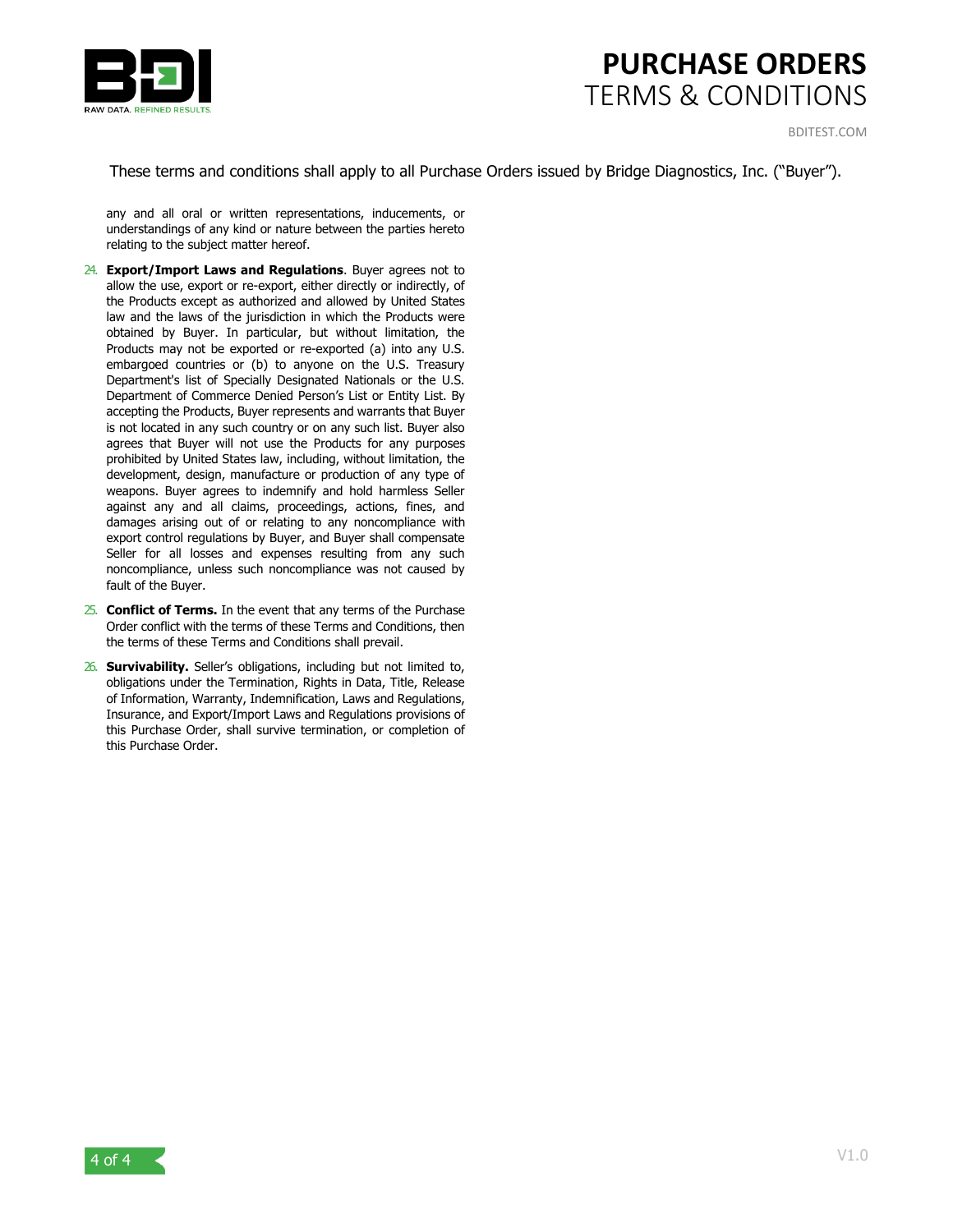These terms and conditions shall apply to all Purchase Orders issued by Bridge Diagnostics, Inc. ("Buyer").

any and all oral or written representations, inducements, or understandings of any kind or nature between the parties hereto relating to the subject matter hereof.

24. **Export/Import Laws and Regulations**. Buyer agrees not to allow the use, export or re-export, either directly or indirectly, of the Products except as authorized and allowed by United States law and the laws of the jurisdiction in which the Products were obtained by Buyer. In particular, but without limitation, the Products may not be exported or re-exported (a) into any U.S. embargoed countries or (b) to anyone on the U.S. Treasury Department's list of Specially Designated Nationals or the U.S. Department of Commerce Denied Person's List or Entity List. By accepting the Products, Buyer represents and warrants that Buyer is not located in any such country or on any such list. Buyer also agrees that Buyer will not use the Products for any purposes prohibited by United States law, including, without limitation, the development, design, manufacture or production of any type of weapons. Buyer agrees to indemnify and hold harmless Seller against any and all claims, proceedings, actions, fines, and damages arising out of or relating to any noncompliance with export control regulations by Buyer, and Buyer shall compensate Seller for all losses and expenses resulting from any such noncompliance, unless such noncompliance was not caused by fault of the Buyer.

25. **Conflict of Terms.** In the event that any terms of the Purchase Order conflict with the terms of these Terms and Conditions, then the terms of these Terms and Conditions shall prevail.

26. **Survivability.** Seller's obligations, including but not limited to, obligations under the Termination, Rights in Data, Title, Release of Information, Warranty, Indemnification, Laws and Regulations, Insurance, and Export/Import Laws and Regulations provisions of this Purchase Order, shall survive termination, or completion of this Purchase Order.